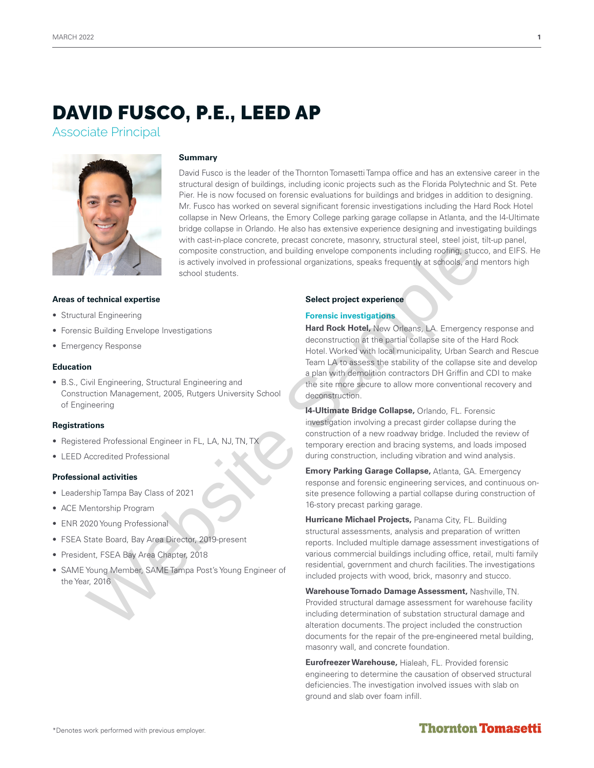# DAVID FUSCO, P.E., LEED AP

Associate Principal

### Summary

David Fusco is the leader of the Thornton Tomasetti Tampa office and has an extensive career in the structural design of buildings, including iconic projects such as the Florida Polytechnic and St. Pete Pier. He is now focused on forensic evaluations for buildings and bridges in addition to designing. Mr. Fusco has worked on several significant forensic investigations including the Hard Rock Hotel collapse in New Orleans, the Emory College parking garage collapse in Atlanta, and the I4-Ultimate bridge collapse in Orlando. He also has extensive experience designing and investigating buildings with cast-in-place concrete, precast concrete, masonry, structural steel, steel joist, tilt-up panel, composite construction, and building envelope components including roofing, stucco, and EIFS. He is actively involved in professional organizations, speaks frequently at schools, and mentors high school students.

### Areas of technical expertise

- Structural Engineering
- Forensic Building Envelope Investigations
- Emergency Response

### Education

- B.S., Civil Engineering, Structural Engineering and Construction Management, 2005, Rutgers University School of Engineering

### Registrations

- Registered Professional Engineer in FL, LA, NJ, TN, TX
- LEED Accredited Professional

### Professional activities

- Leadership Tampa Bay Class of 2021
- ACE Mentorship Program
- ENR 2020 Young Professional
- FSEA State Board, Bay Area Director, 2019-present
- President, FSEA Bay Area Chapter, 2018
- SAME Young Member, SAME Tampa Post's Young Engineer of the Year, 2016

### Select project experience

#### Forensic investigations

**Hard Rock Hotel,** New Orleans, LA. Emergency response and deconstruction at the partial collapse site of the Hard Rock Hotel. Worked with local municipality, Urban Search and Rescue Team LA to assess the stability of the collapse site and develop a plan with demolition contractors DH Griffin and CDI to make the site more secure to allow more conventional recovery and deconstruction.

**I4-Ultimate Bridge Collapse,** Orlando, FL. Forensic investigation involving a precast girder collapse during the construction of a new roadway bridge. Included the review of temporary erection and bracing systems, and loads imposed during construction, including vibration and wind analysis.

**Emory Parking Garage Collapse,** Atlanta, GA. Emergency response and forensic engineering services, and continuous on-site presence following a partial collapse during construction of 16-story precast parking garage.

**Hurricane Michael Projects,** Panama City, FL. Building structural assessments, analysis and preparation of written reports. Included multiple damage assessment investigations of various commercial buildings including office, retail, multi family residential, government and church facilities. The investigations included projects with wood, brick, masonry and stucco.

**Warehouse Tornado Damage Assessment,** Nashville, TN. Provided structural damage assessment for warehouse facility including determination of substation structural damage and alteration documents. The project included the construction documents for the repair of the pre-engineered metal building, masonry wall, and concrete foundation.

**Eurofreezer Warehouse,** Hialeah, FL. Provided forensic engineering to determine the causation of observed structural deficiencies. The investigation involved issues with slab on ground and slab over foam infill.

*Denotes work performed with previous employer.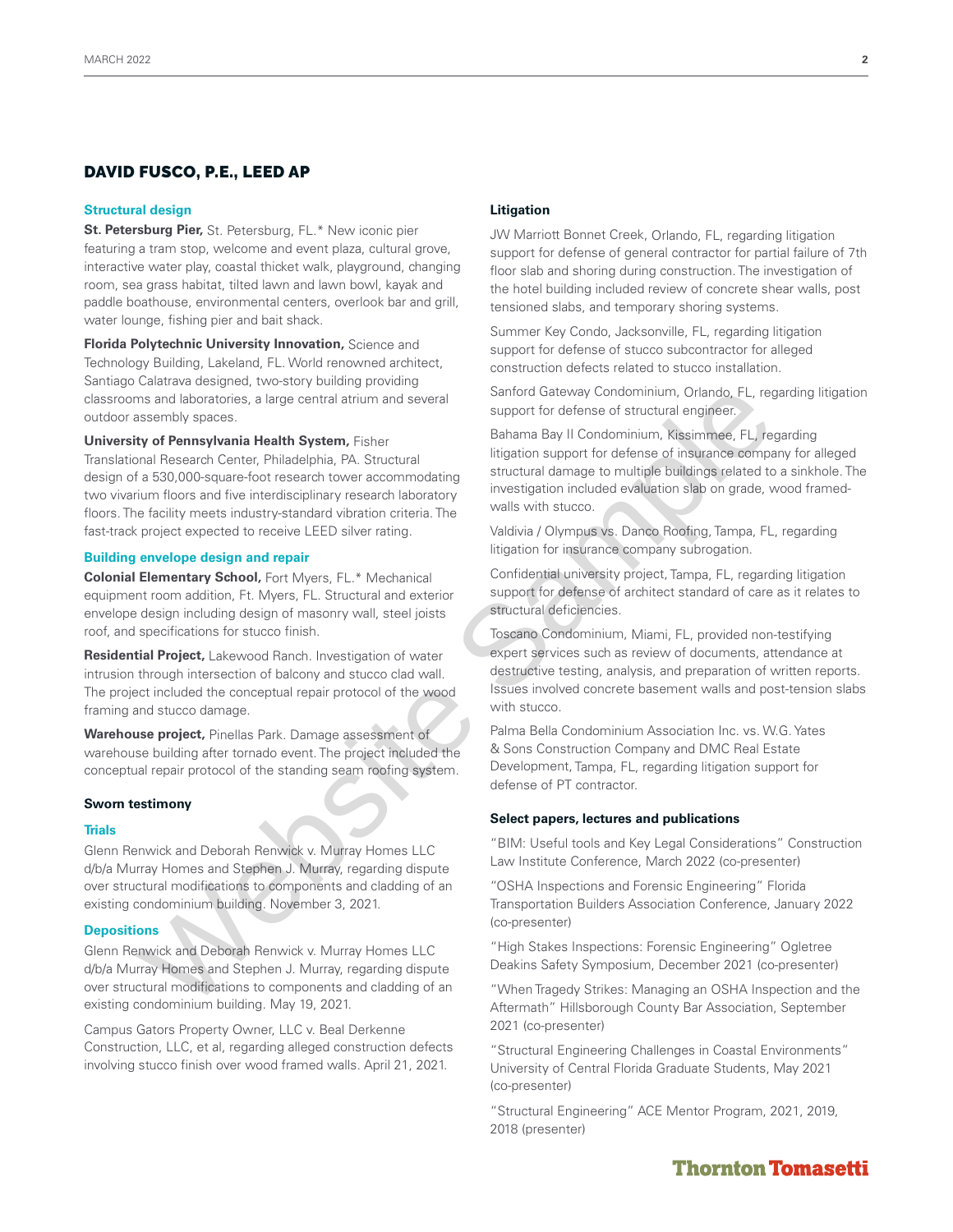## DAVID FUSCO, P.E., LEED AP

### Structural design

**St. Petersburg Pier,** St. Petersburg, FL.* New iconic pier featuring a tram stop, welcome and event plaza, cultural grove, interactive water play, coastal thicket walk, playground, changing room, sea grass habitat, tilted lawn and lawn bowl, kayak and paddle boathouse, environmental centers, overlook bar and grill, water lounge, fishing pier and bait shack.

**Florida Polytechnic University Innovation,** Science and Technology Building, Lakeland, FL. World renowned architect, Santiago Calatrava designed, two-story building providing classrooms and laboratories, a large central atrium and several outdoor assembly spaces.

**University of Pennsylvania Health System,** Fisher Translational Research Center, Philadelphia, PA. Structural design of a 530,000-square-foot research tower accommodating two vivarium floors and five interdisciplinary research laboratory floors. The facility meets industry-standard vibration criteria. The fast-track project expected to receive LEED silver rating.

### Building envelope design and repair

**Colonial Elementary School,** Fort Myers, FL.* Mechanical equipment room addition, Ft. Myers, FL. Structural and exterior envelope design including design of masonry wall, steel joists roof, and specifications for stucco finish.

**Residential Project,** Lakewood Ranch. Investigation of water intrusion through intersection of balcony and stucco clad wall. The project included the conceptual repair protocol of the wood framing and stucco damage.

**Warehouse project,** Pinellas Park. Damage assessment of warehouse building after tornado event. The project included the conceptual repair protocol of the standing seam roofing system.

### Sworn testimony

#### Trials

Glenn Renwick and Deborah Renwick v. Murray Homes LLC d/b/a Murray Homes and Stephen J. Murray, regarding dispute over structural modifications to components and cladding of an existing condominium building. November 3, 2021.

#### Depositions

Glenn Renwick and Deborah Renwick v. Murray Homes LLC d/b/a Murray Homes and Stephen J. Murray, regarding dispute over structural modifications to components and cladding of an existing condominium building. May 19, 2021.

Campus Gators Property Owner, LLC v. Beal Derkenne Construction, LLC, et al, regarding alleged construction defects involving stucco finish over wood framed walls. April 21, 2021.

### Litigation

JW Marriott Bonnet Creek, Orlando, FL, regarding litigation support for defense of general contractor for partial failure of 7th floor slab and shoring during construction. The investigation of the hotel building included review of concrete shear walls, post tensioned slabs, and temporary shoring systems.

Summer Key Condo, Jacksonville, FL, regarding litigation support for defense of stucco subcontractor for alleged construction defects related to stucco installation.

Sanford Gateway Condominium, Orlando, FL, regarding litigation support for defense of structural engineer.

Bahama Bay II Condominium, Kissimmee, FL, regarding litigation support for defense of insurance company for alleged structural damage to multiple buildings related to a sinkhole. The investigation included evaluation slab on grade, wood framed-walls with stucco.

Valdivia / Olympus vs. Danco Roofing, Tampa, FL, regarding litigation for insurance company subrogation.

Confidential university project, Tampa, FL, regarding litigation support for defense of architect standard of care as it relates to structural deficiencies.

Toscano Condominium, Miami, FL, provided non-testifying expert services such as review of documents, attendance at destructive testing, analysis, and preparation of written reports. Issues involved concrete basement walls and post-tension slabs with stucco.

Palma Bella Condominium Association Inc. vs. W.G. Yates & Sons Construction Company and DMC Real Estate Development, Tampa, FL, regarding litigation support for defense of PT contractor.

### Select papers, lectures and publications

"BIM: Useful tools and Key Legal Considerations" Construction Law Institute Conference, March 2022 (co-presenter)

"OSHA Inspections and Forensic Engineering" Florida Transportation Builders Association Conference, January 2022 (co-presenter)

"High Stakes Inspections: Forensic Engineering" Ogletree Deakins Safety Symposium, December 2021 (co-presenter)

"When Tragedy Strikes: Managing an OSHA Inspection and the Aftermath" Hillsborough County Bar Association, September 2021 (co-presenter)

"Structural Engineering Challenges in Coastal Environments" University of Central Florida Graduate Students, May 2021 (co-presenter)

"Structural Engineering" ACE Mentor Program, 2021, 2019, 2018 (presenter)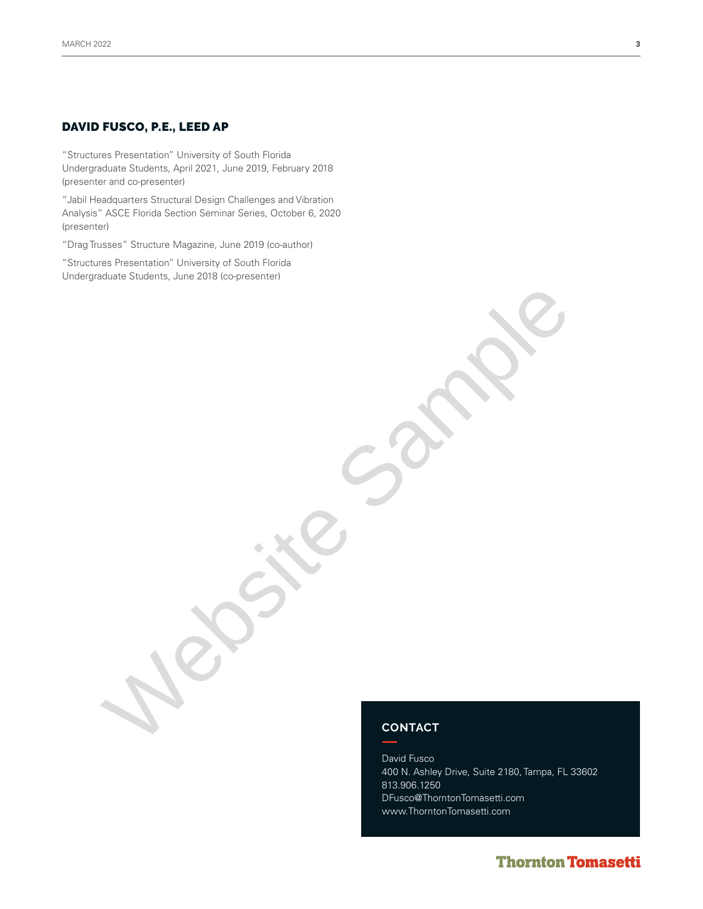## DAVID FUSCO, P.E., LEED AP

"Structures Presentation" University of South Florida Undergraduate Students, April 2021, June 2019, February 2018 (presenter and co-presenter)

"Jabil Headquarters Structural Design Challenges and Vibration Analysis" ASCE Florida Section Seminar Series, October 6, 2020 (presenter)

"Drag Trusses" Structure Magazine, June 2019 (co-author)

"Structures Presentation" University of South Florida Undergraduate Students, June 2018 (co-presenter)

Website Sample

### CONTACT

David Fusco
400 N. Ashley Drive, Suite 2180, Tampa, FL 33602
813.906.1250
DFusco@ThorntonTomasetti.com
www.ThorntonTomasetti.com

Thornton Tomasetti